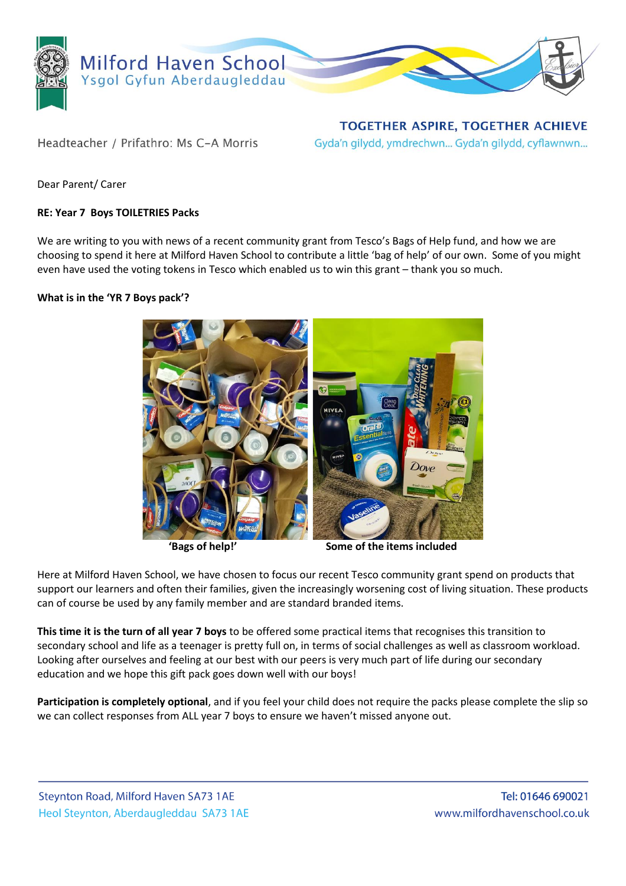Milford Haven School
Ysgol Gyfun Aberdaugleddau

Headteacher / Prifathro: Ms C-A Morris

**TOGETHER ASPIRE, TOGETHER ACHIEVE**
Gyda'n gilydd, ymdrechwn... Gyda'n gilydd, cyflawnwn...

Dear Parent/ Carer

**RE: Year 7 Boys TOILETRIES Packs**

We are writing to you with news of a recent community grant from Tesco's Bags of Help fund, and how we are choosing to spend it here at Milford Haven School to contribute a little 'bag of help' of our own. Some of you might even have used the voting tokens in Tesco which enabled us to win this grant – thank you so much.

**What is in the 'YR 7 Boys pack'?**

**'Bags of help!'** **Some of the items included**

Here at Milford Haven School, we have chosen to focus our recent Tesco community grant spend on products that support our learners and often their families, given the increasingly worsening cost of living situation. These products can of course be used by any family member and are standard branded items.

**This time it is the turn of all year 7 boys** to be offered some practical items that recognises this transition to secondary school and life as a teenager is pretty full on, in terms of social challenges as well as classroom workload. Looking after ourselves and feeling at our best with our peers is very much part of life during our secondary education and we hope this gift pack goes down well with our boys!

**Participation is completely optional**, and if you feel your child does not require the packs please complete the slip so we can collect responses from ALL year 7 boys to ensure we haven't missed anyone out.

Steynton Road, Milford Haven SA73 1AE
Heol Steynton, Aberdaugleddau SA73 1AE

Tel: 01646 690021
www.milfordhavenschool.co.uk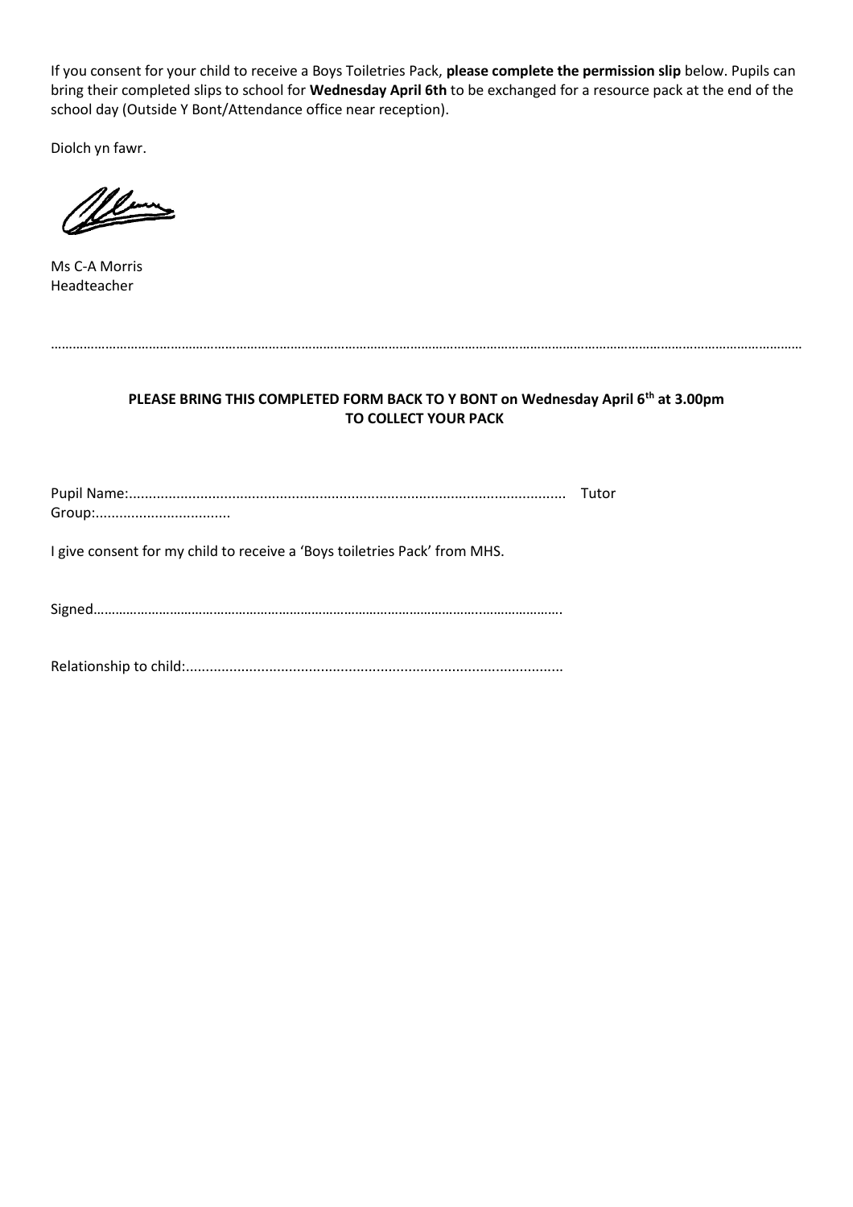If you consent for your child to receive a Boys Toiletries Pack, **please complete the permission slip** below. Pupils can bring their completed slips to school for **Wednesday April 6th** to be exchanged for a resource pack at the end of the school day (Outside Y Bont/Attendance office near reception).

Diolch yn fawr.

Ms C-A Morris
Headteacher

………………………………………………………………………………………………………………………………………………………………………………………

**PLEASE BRING THIS COMPLETED FORM BACK TO Y BONT on Wednesday April 6th at 3.00pm**
**TO COLLECT YOUR PACK**

Pupil Name:............................................................................................................ Tutor Group:..................................

I give consent for my child to receive a 'Boys toiletries Pack' from MHS.

Signed…………………………………………………………………………………………………………………….

Relationship to child:.............................................................................................